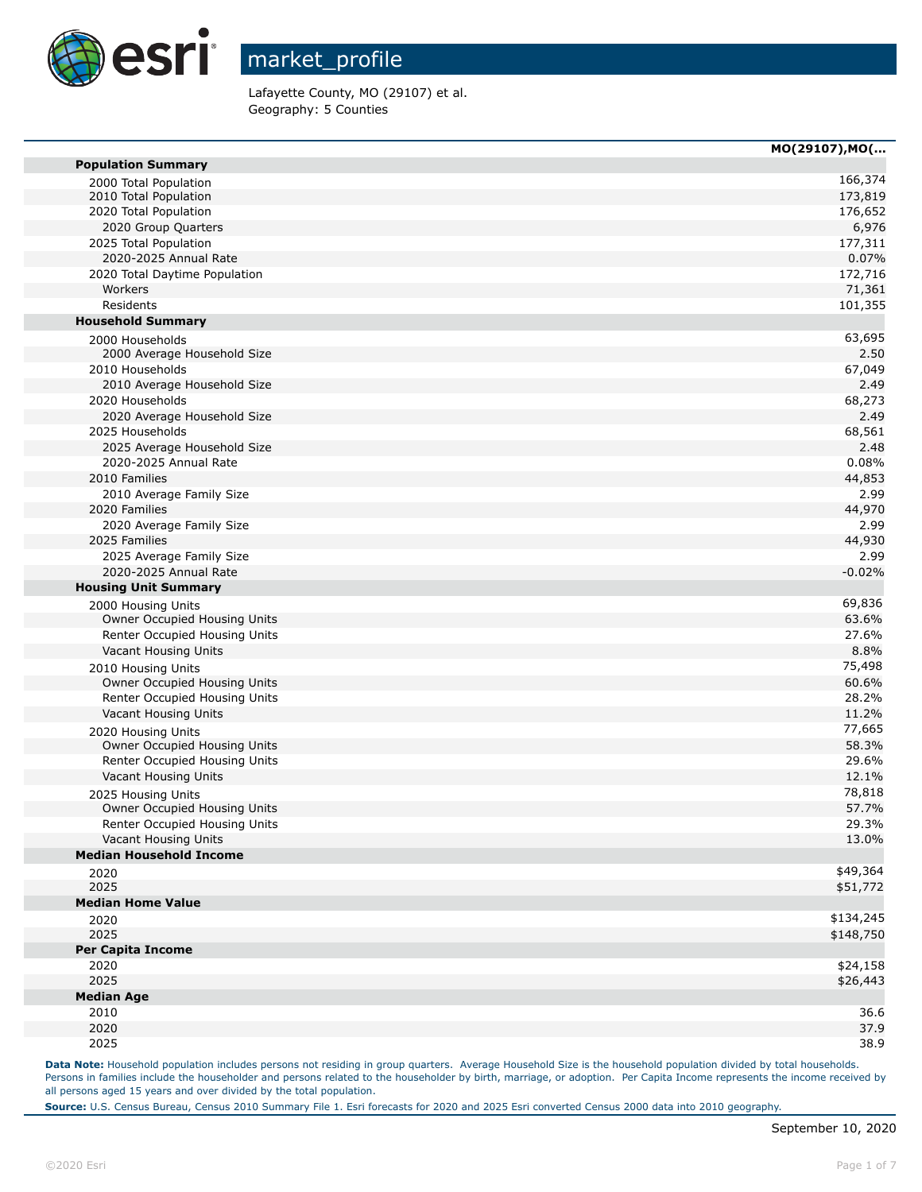# market_profile

Lafayette County, MO (29107) et al.
Geography: 5 Counties

| | MO(29107),MO(... |
|---|---|
| **Population Summary** | |
| 2000 Total Population | 166,374 |
| 2010 Total Population | 173,819 |
| 2020 Total Population | 176,652 |
| 2020 Group Quarters | 6,976 |
| 2025 Total Population | 177,311 |
| 2020-2025 Annual Rate | 0.07% |
| 2020 Total Daytime Population | 172,716 |
| Workers | 71,361 |
| Residents | 101,355 |
| **Household Summary** | |
| 2000 Households | 63,695 |
| 2000 Average Household Size | 2.50 |
| 2010 Households | 67,049 |
| 2010 Average Household Size | 2.49 |
| 2020 Households | 68,273 |
| 2020 Average Household Size | 2.49 |
| 2025 Households | 68,561 |
| 2025 Average Household Size | 2.48 |
| 2020-2025 Annual Rate | 0.08% |
| 2010 Families | 44,853 |
| 2010 Average Family Size | 2.99 |
| 2020 Families | 44,970 |
| 2020 Average Family Size | 2.99 |
| 2025 Families | 44,930 |
| 2025 Average Family Size | 2.99 |
| 2020-2025 Annual Rate | -0.02% |
| **Housing Unit Summary** | |
| 2000 Housing Units | 69,836 |
| Owner Occupied Housing Units | 63.6% |
| Renter Occupied Housing Units | 27.6% |
| Vacant Housing Units | 8.8% |
| 2010 Housing Units | 75,498 |
| Owner Occupied Housing Units | 60.6% |
| Renter Occupied Housing Units | 28.2% |
| Vacant Housing Units | 11.2% |
| 2020 Housing Units | 77,665 |
| Owner Occupied Housing Units | 58.3% |
| Renter Occupied Housing Units | 29.6% |
| Vacant Housing Units | 12.1% |
| 2025 Housing Units | 78,818 |
| Owner Occupied Housing Units | 57.7% |
| Renter Occupied Housing Units | 29.3% |
| Vacant Housing Units | 13.0% |
| **Median Household Income** | |
| 2020 | $49,364 |
| 2025 | $51,772 |
| **Median Home Value** | |
| 2020 | $134,245 |
| 2025 | $148,750 |
| **Per Capita Income** | |
| 2020 | $24,158 |
| 2025 | $26,443 |
| **Median Age** | |
| 2010 | 36.6 |
| 2020 | 37.9 |
| 2025 | 38.9 |

**Data Note:** Household population includes persons not residing in group quarters. Average Household Size is the household population divided by total households. Persons in families include the householder and persons related to the householder by birth, marriage, or adoption. Per Capita Income represents the income received by all persons aged 15 years and over divided by the total population.

**Source:** U.S. Census Bureau, Census 2010 Summary File 1. Esri forecasts for 2020 and 2025 Esri converted Census 2000 data into 2010 geography.

September 10, 2020

©2020 Esri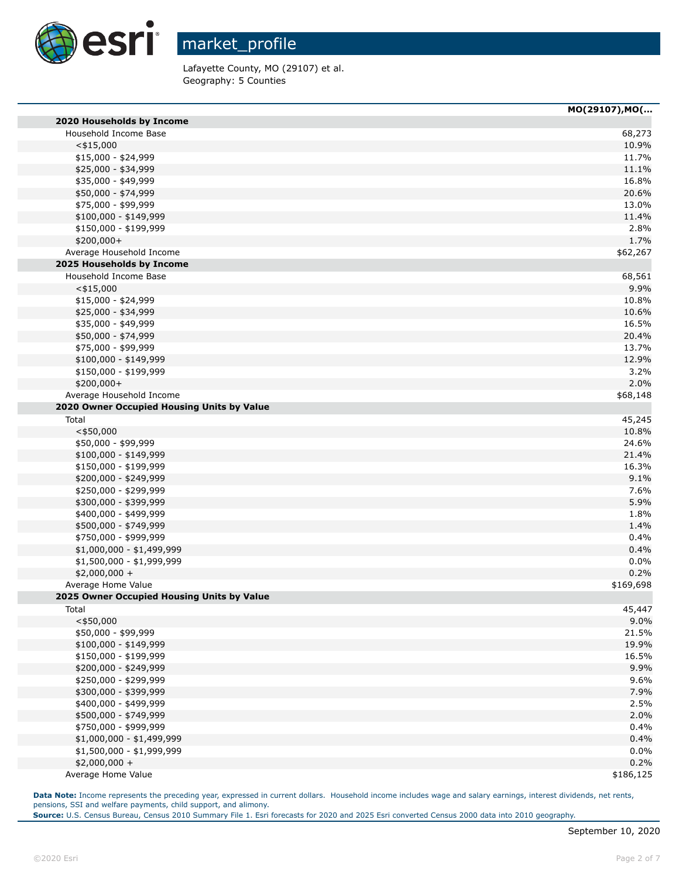# market_profile

Lafayette County, MO (29107) et al.
Geography: 5 Counties

| | MO(29107),MO(... |
|---|---|
| **2020 Households by Income** | |
| Household Income Base | 68,273 |
| <$15,000 | 10.9% |
| $15,000 - $24,999 | 11.7% |
| $25,000 - $34,999 | 11.1% |
| $35,000 - $49,999 | 16.8% |
| $50,000 - $74,999 | 20.6% |
| $75,000 - $99,999 | 13.0% |
| $100,000 - $149,999 | 11.4% |
| $150,000 - $199,999 | 2.8% |
| $200,000+ | 1.7% |
| Average Household Income | $62,267 |
| **2025 Households by Income** | |
| Household Income Base | 68,561 |
| <$15,000 | 9.9% |
| $15,000 - $24,999 | 10.8% |
| $25,000 - $34,999 | 10.6% |
| $35,000 - $49,999 | 16.5% |
| $50,000 - $74,999 | 20.4% |
| $75,000 - $99,999 | 13.7% |
| $100,000 - $149,999 | 12.9% |
| $150,000 - $199,999 | 3.2% |
| $200,000+ | 2.0% |
| Average Household Income | $68,148 |
| **2020 Owner Occupied Housing Units by Value** | |
| Total | 45,245 |
| <$50,000 | 10.8% |
| $50,000 - $99,999 | 24.6% |
| $100,000 - $149,999 | 21.4% |
| $150,000 - $199,999 | 16.3% |
| $200,000 - $249,999 | 9.1% |
| $250,000 - $299,999 | 7.6% |
| $300,000 - $399,999 | 5.9% |
| $400,000 - $499,999 | 1.8% |
| $500,000 - $749,999 | 1.4% |
| $750,000 - $999,999 | 0.4% |
| $1,000,000 - $1,499,999 | 0.4% |
| $1,500,000 - $1,999,999 | 0.0% |
| $2,000,000 + | 0.2% |
| Average Home Value | $169,698 |
| **2025 Owner Occupied Housing Units by Value** | |
| Total | 45,447 |
| <$50,000 | 9.0% |
| $50,000 - $99,999 | 21.5% |
| $100,000 - $149,999 | 19.9% |
| $150,000 - $199,999 | 16.5% |
| $200,000 - $249,999 | 9.9% |
| $250,000 - $299,999 | 9.6% |
| $300,000 - $399,999 | 7.9% |
| $400,000 - $499,999 | 2.5% |
| $500,000 - $749,999 | 2.0% |
| $750,000 - $999,999 | 0.4% |
| $1,000,000 - $1,499,999 | 0.4% |
| $1,500,000 - $1,999,999 | 0.0% |
| $2,000,000 + | 0.2% |
| Average Home Value | $186,125 |

**Data Note:** Income represents the preceding year, expressed in current dollars. Household income includes wage and salary earnings, interest dividends, net rents, pensions, SSI and welfare payments, child support, and alimony.

**Source:** U.S. Census Bureau, Census 2010 Summary File 1. Esri forecasts for 2020 and 2025 Esri converted Census 2000 data into 2010 geography.

September 10, 2020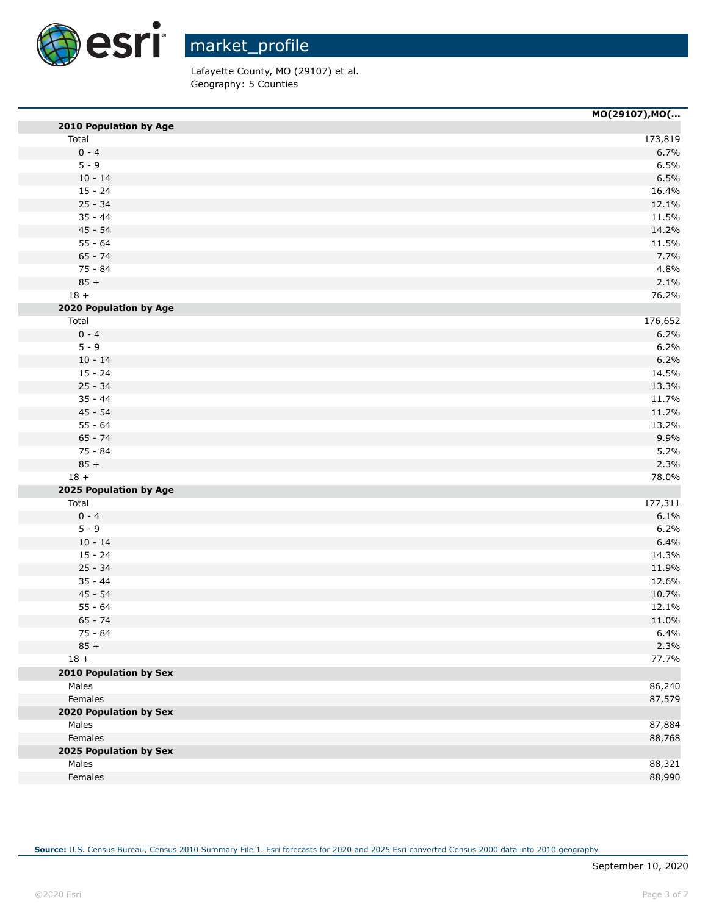# market_profile

Lafayette County, MO (29107) et al.
Geography: 5 Counties

| | MO(29107),MO(... |
|---|---|
| **2010 Population by Age** | |
| Total | 173,819 |
| 0 - 4 | 6.7% |
| 5 - 9 | 6.5% |
| 10 - 14 | 6.5% |
| 15 - 24 | 16.4% |
| 25 - 34 | 12.1% |
| 35 - 44 | 11.5% |
| 45 - 54 | 14.2% |
| 55 - 64 | 11.5% |
| 65 - 74 | 7.7% |
| 75 - 84 | 4.8% |
| 85 + | 2.1% |
| 18 + | 76.2% |
| **2020 Population by Age** | |
| Total | 176,652 |
| 0 - 4 | 6.2% |
| 5 - 9 | 6.2% |
| 10 - 14 | 6.2% |
| 15 - 24 | 14.5% |
| 25 - 34 | 13.3% |
| 35 - 44 | 11.7% |
| 45 - 54 | 11.2% |
| 55 - 64 | 13.2% |
| 65 - 74 | 9.9% |
| 75 - 84 | 5.2% |
| 85 + | 2.3% |
| 18 + | 78.0% |
| **2025 Population by Age** | |
| Total | 177,311 |
| 0 - 4 | 6.1% |
| 5 - 9 | 6.2% |
| 10 - 14 | 6.4% |
| 15 - 24 | 14.3% |
| 25 - 34 | 11.9% |
| 35 - 44 | 12.6% |
| 45 - 54 | 10.7% |
| 55 - 64 | 12.1% |
| 65 - 74 | 11.0% |
| 75 - 84 | 6.4% |
| 85 + | 2.3% |
| 18 + | 77.7% |
| **2010 Population by Sex** | |
| Males | 86,240 |
| Females | 87,579 |
| **2020 Population by Sex** | |
| Males | 87,884 |
| Females | 88,768 |
| **2025 Population by Sex** | |
| Males | 88,321 |
| Females | 88,990 |

**Source:** U.S. Census Bureau, Census 2010 Summary File 1. Esri forecasts for 2020 and 2025 Esri converted Census 2000 data into 2010 geography.

September 10, 2020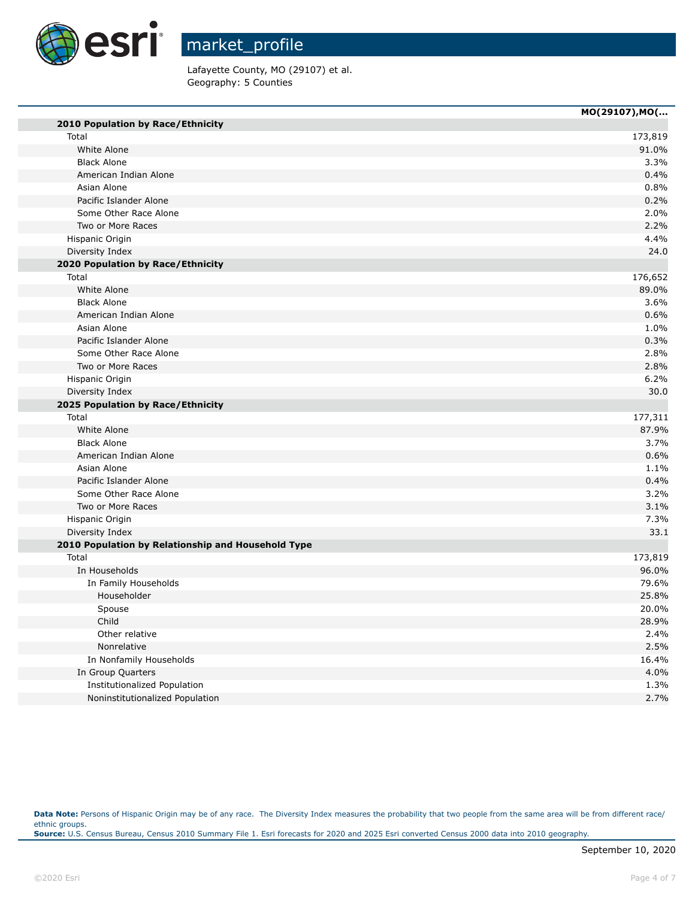# market_profile

Lafayette County, MO (29107) et al.
Geography: 5 Counties

| | MO(29107),MO(... |
|---|---|
| **2010 Population by Race/Ethnicity** | |
| Total | 173,819 |
| White Alone | 91.0% |
| Black Alone | 3.3% |
| American Indian Alone | 0.4% |
| Asian Alone | 0.8% |
| Pacific Islander Alone | 0.2% |
| Some Other Race Alone | 2.0% |
| Two or More Races | 2.2% |
| Hispanic Origin | 4.4% |
| Diversity Index | 24.0 |
| **2020 Population by Race/Ethnicity** | |
| Total | 176,652 |
| White Alone | 89.0% |
| Black Alone | 3.6% |
| American Indian Alone | 0.6% |
| Asian Alone | 1.0% |
| Pacific Islander Alone | 0.3% |
| Some Other Race Alone | 2.8% |
| Two or More Races | 2.8% |
| Hispanic Origin | 6.2% |
| Diversity Index | 30.0 |
| **2025 Population by Race/Ethnicity** | |
| Total | 177,311 |
| White Alone | 87.9% |
| Black Alone | 3.7% |
| American Indian Alone | 0.6% |
| Asian Alone | 1.1% |
| Pacific Islander Alone | 0.4% |
| Some Other Race Alone | 3.2% |
| Two or More Races | 3.1% |
| Hispanic Origin | 7.3% |
| Diversity Index | 33.1 |
| **2010 Population by Relationship and Household Type** | |
| Total | 173,819 |
| In Households | 96.0% |
| In Family Households | 79.6% |
| Householder | 25.8% |
| Spouse | 20.0% |
| Child | 28.9% |
| Other relative | 2.4% |
| Nonrelative | 2.5% |
| In Nonfamily Households | 16.4% |
| In Group Quarters | 4.0% |
| Institutionalized Population | 1.3% |
| Noninstitutionalized Population | 2.7% |

**Data Note:** Persons of Hispanic Origin may be of any race. The Diversity Index measures the probability that two people from the same area will be from different race/ethnic groups.
**Source:** U.S. Census Bureau, Census 2010 Summary File 1. Esri forecasts for 2020 and 2025 Esri converted Census 2000 data into 2010 geography.

September 10, 2020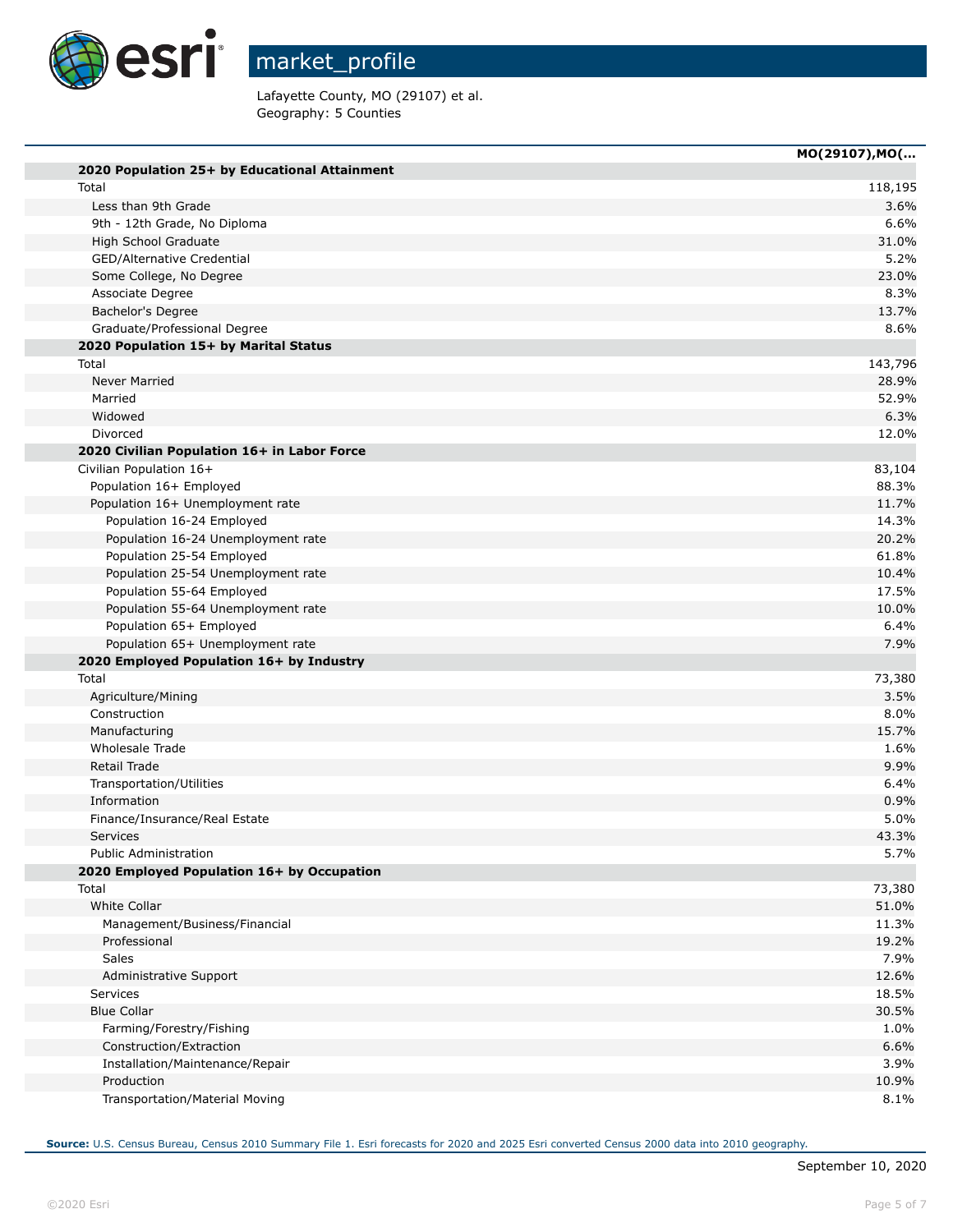market_profile

Lafayette County, MO (29107) et al.
Geography: 5 Counties

| | MO(29107),MO(... |
|---|---|
| **2020 Population 25+ by Educational Attainment** | |
| Total | 118,195 |
| Less than 9th Grade | 3.6% |
| 9th - 12th Grade, No Diploma | 6.6% |
| High School Graduate | 31.0% |
| GED/Alternative Credential | 5.2% |
| Some College, No Degree | 23.0% |
| Associate Degree | 8.3% |
| Bachelor's Degree | 13.7% |
| Graduate/Professional Degree | 8.6% |
| **2020 Population 15+ by Marital Status** | |
| Total | 143,796 |
| Never Married | 28.9% |
| Married | 52.9% |
| Widowed | 6.3% |
| Divorced | 12.0% |
| **2020 Civilian Population 16+ in Labor Force** | |
| Civilian Population 16+ | 83,104 |
| Population 16+ Employed | 88.3% |
| Population 16+ Unemployment rate | 11.7% |
| Population 16-24 Employed | 14.3% |
| Population 16-24 Unemployment rate | 20.2% |
| Population 25-54 Employed | 61.8% |
| Population 25-54 Unemployment rate | 10.4% |
| Population 55-64 Employed | 17.5% |
| Population 55-64 Unemployment rate | 10.0% |
| Population 65+ Employed | 6.4% |
| Population 65+ Unemployment rate | 7.9% |
| **2020 Employed Population 16+ by Industry** | |
| Total | 73,380 |
| Agriculture/Mining | 3.5% |
| Construction | 8.0% |
| Manufacturing | 15.7% |
| Wholesale Trade | 1.6% |
| Retail Trade | 9.9% |
| Transportation/Utilities | 6.4% |
| Information | 0.9% |
| Finance/Insurance/Real Estate | 5.0% |
| Services | 43.3% |
| Public Administration | 5.7% |
| **2020 Employed Population 16+ by Occupation** | |
| Total | 73,380 |
| White Collar | 51.0% |
| Management/Business/Financial | 11.3% |
| Professional | 19.2% |
| Sales | 7.9% |
| Administrative Support | 12.6% |
| Services | 18.5% |
| Blue Collar | 30.5% |
| Farming/Forestry/Fishing | 1.0% |
| Construction/Extraction | 6.6% |
| Installation/Maintenance/Repair | 3.9% |
| Production | 10.9% |
| Transportation/Material Moving | 8.1% |

**Source:** U.S. Census Bureau, Census 2010 Summary File 1. Esri forecasts for 2020 and 2025 Esri converted Census 2000 data into 2010 geography.

September 10, 2020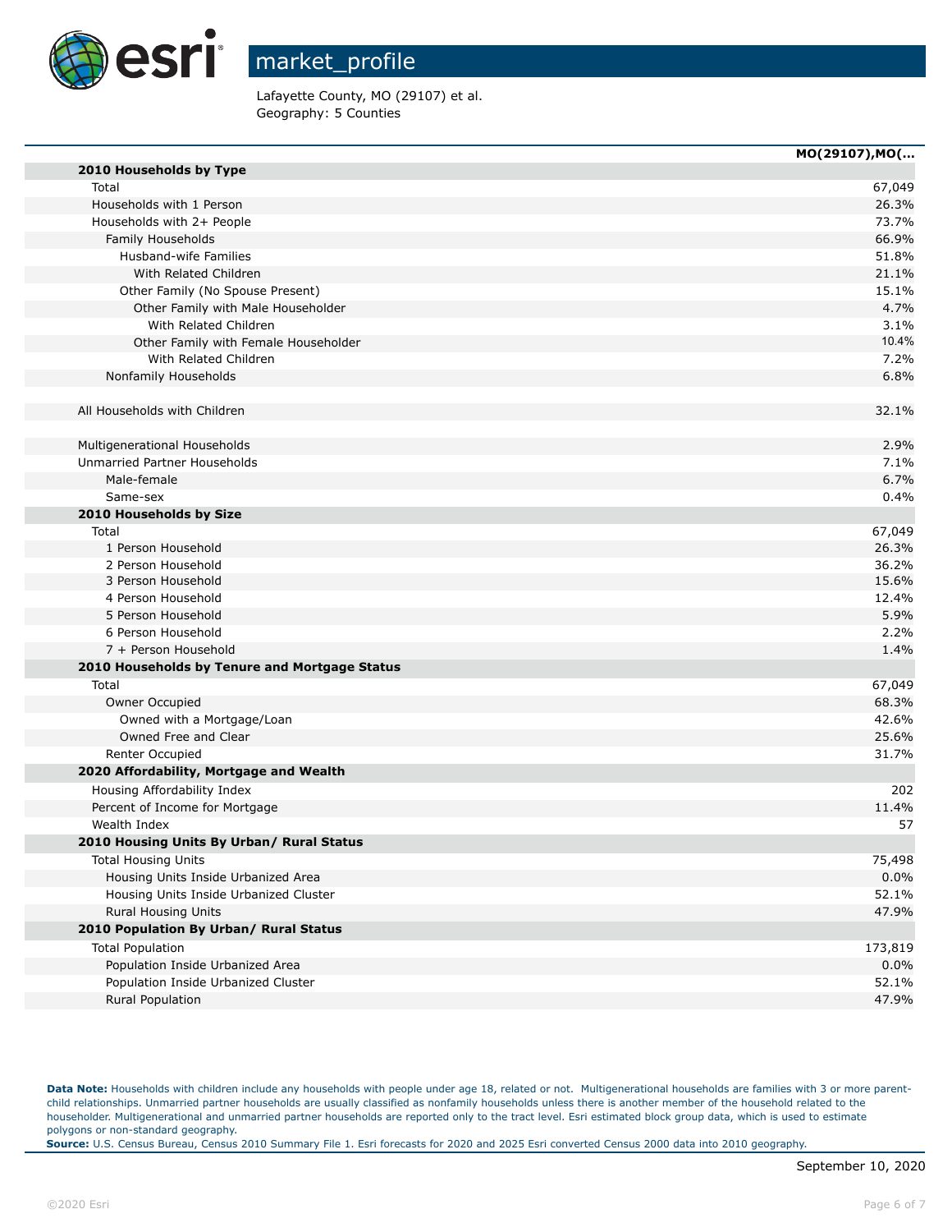# market_profile

Lafayette County, MO (29107) et al.
Geography: 5 Counties

| | MO(29107),MO(... |
|---|---|
| **2010 Households by Type** | |
| Total | 67,049 |
| Households with 1 Person | 26.3% |
| Households with 2+ People | 73.7% |
| Family Households | 66.9% |
| Husband-wife Families | 51.8% |
| With Related Children | 21.1% |
| Other Family (No Spouse Present) | 15.1% |
| Other Family with Male Householder | 4.7% |
| With Related Children | 3.1% |
| Other Family with Female Householder | 10.4% |
| With Related Children | 7.2% |
| Nonfamily Households | 6.8% |
| | |
| All Households with Children | 32.1% |
| | |
| Multigenerational Households | 2.9% |
| Unmarried Partner Households | 7.1% |
| Male-female | 6.7% |
| Same-sex | 0.4% |
| **2010 Households by Size** | |
| Total | 67,049 |
| 1 Person Household | 26.3% |
| 2 Person Household | 36.2% |
| 3 Person Household | 15.6% |
| 4 Person Household | 12.4% |
| 5 Person Household | 5.9% |
| 6 Person Household | 2.2% |
| 7 + Person Household | 1.4% |
| **2010 Households by Tenure and Mortgage Status** | |
| Total | 67,049 |
| Owner Occupied | 68.3% |
| Owned with a Mortgage/Loan | 42.6% |
| Owned Free and Clear | 25.6% |
| Renter Occupied | 31.7% |
| **2020 Affordability, Mortgage and Wealth** | |
| Housing Affordability Index | 202 |
| Percent of Income for Mortgage | 11.4% |
| Wealth Index | 57 |
| **2010 Housing Units By Urban/ Rural Status** | |
| Total Housing Units | 75,498 |
| Housing Units Inside Urbanized Area | 0.0% |
| Housing Units Inside Urbanized Cluster | 52.1% |
| Rural Housing Units | 47.9% |
| **2010 Population By Urban/ Rural Status** | |
| Total Population | 173,819 |
| Population Inside Urbanized Area | 0.0% |
| Population Inside Urbanized Cluster | 52.1% |
| Rural Population | 47.9% |

**Data Note:** Households with children include any households with people under age 18, related or not. Multigenerational households are families with 3 or more parent-child relationships. Unmarried partner households are usually classified as nonfamily households unless there is another member of the household related to the householder. Multigenerational and unmarried partner households are reported only to the tract level. Esri estimated block group data, which is used to estimate polygons or non-standard geography.
**Source:** U.S. Census Bureau, Census 2010 Summary File 1. Esri forecasts for 2020 and 2025 Esri converted Census 2000 data into 2010 geography.

September 10, 2020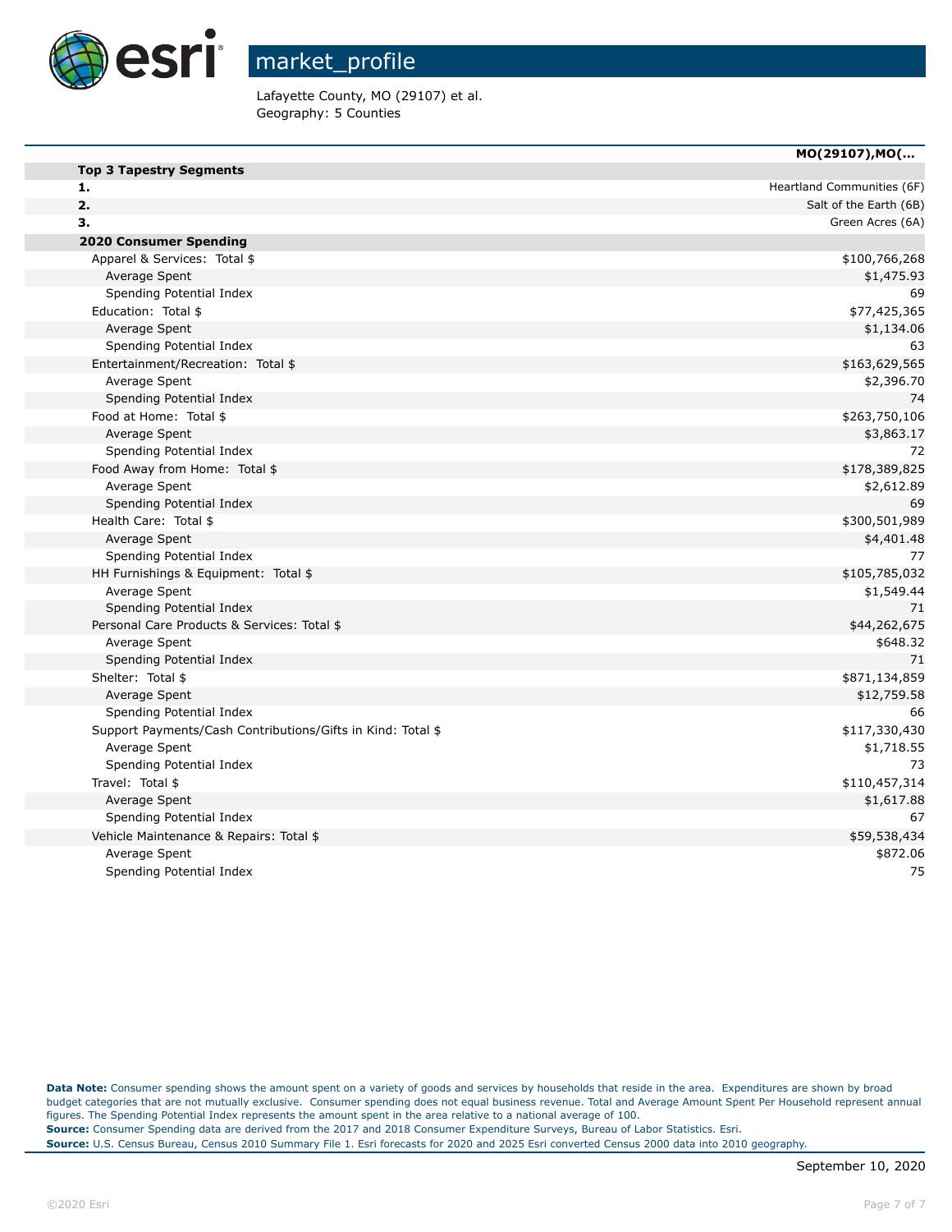# market_profile

Lafayette County, MO (29107) et al.
Geography: 5 Counties

| | MO(29107),MO(... |
|---|---|
| **Top 3 Tapestry Segments** | |
| **1.** | Heartland Communities (6F) |
| **2.** | Salt of the Earth (6B) |
| **3.** | Green Acres (6A) |
| **2020 Consumer Spending** | |
| Apparel & Services: Total $ | $100,766,268 |
| Average Spent | $1,475.93 |
| Spending Potential Index | 69 |
| Education: Total $ | $77,425,365 |
| Average Spent | $1,134.06 |
| Spending Potential Index | 63 |
| Entertainment/Recreation: Total $ | $163,629,565 |
| Average Spent | $2,396.70 |
| Spending Potential Index | 74 |
| Food at Home: Total $ | $263,750,106 |
| Average Spent | $3,863.17 |
| Spending Potential Index | 72 |
| Food Away from Home: Total $ | $178,389,825 |
| Average Spent | $2,612.89 |
| Spending Potential Index | 69 |
| Health Care: Total $ | $300,501,989 |
| Average Spent | $4,401.48 |
| Spending Potential Index | 77 |
| HH Furnishings & Equipment: Total $ | $105,785,032 |
| Average Spent | $1,549.44 |
| Spending Potential Index | 71 |
| Personal Care Products & Services: Total $ | $44,262,675 |
| Average Spent | $648.32 |
| Spending Potential Index | 71 |
| Shelter: Total $ | $871,134,859 |
| Average Spent | $12,759.58 |
| Spending Potential Index | 66 |
| Support Payments/Cash Contributions/Gifts in Kind: Total $ | $117,330,430 |
| Average Spent | $1,718.55 |
| Spending Potential Index | 73 |
| Travel: Total $ | $110,457,314 |
| Average Spent | $1,617.88 |
| Spending Potential Index | 67 |
| Vehicle Maintenance & Repairs: Total $ | $59,538,434 |
| Average Spent | $872.06 |
| Spending Potential Index | 75 |

**Data Note:** Consumer spending shows the amount spent on a variety of goods and services by households that reside in the area. Expenditures are shown by broad budget categories that are not mutually exclusive. Consumer spending does not equal business revenue. Total and Average Amount Spent Per Household represent annual figures. The Spending Potential Index represents the amount spent in the area relative to a national average of 100.
**Source:** Consumer Spending data are derived from the 2017 and 2018 Consumer Expenditure Surveys, Bureau of Labor Statistics. Esri.
**Source:** U.S. Census Bureau, Census 2010 Summary File 1. Esri forecasts for 2020 and 2025 Esri converted Census 2000 data into 2010 geography.

September 10, 2020

©2020 Esri